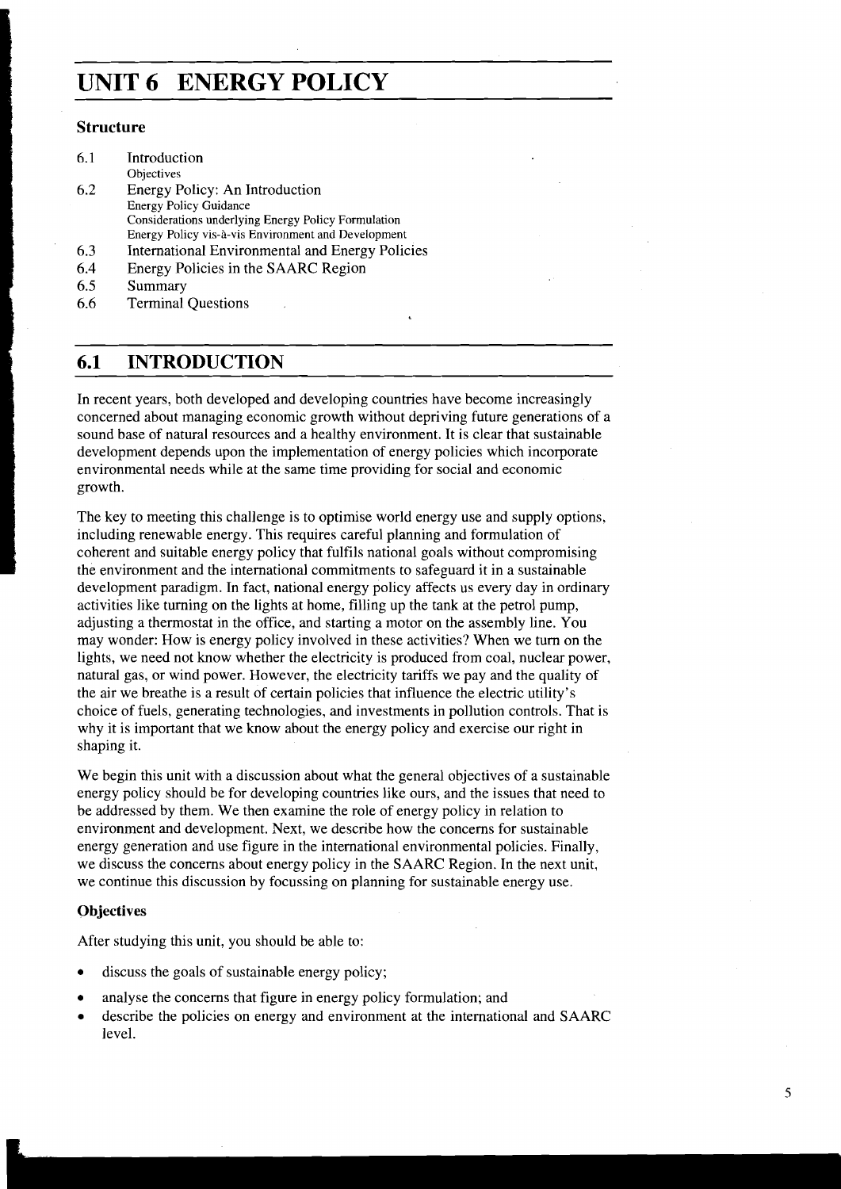# UNIT 6 ENERGY POLICY

### Structure

6.1 Introduction
    Objectives

6.2 Energy Policy: An Introduction
    Energy Policy Guidance
    Considerations underlying Energy Policy Formulation
    Energy Policy vis-à-vis Environment and Development

6.3 International Environmental and Energy Policies

6.4 Energy Policies in the SAARC Region

6.5 Summary

6.6 Terminal Questions

## 6.1 INTRODUCTION

In recent years, both developed and developing countries have become increasingly concerned about managing economic growth without depriving future generations of a sound base of natural resources and a healthy environment. It is clear that sustainable development depends upon the implementation of energy policies which incorporate environmental needs while at the same time providing for social and economic growth.

The key to meeting this challenge is to optimise world energy use and supply options, including renewable energy. This requires careful planning and formulation of coherent and suitable energy policy that fulfils national goals without compromising the environment and the international commitments to safeguard it in a sustainable development paradigm. In fact, national energy policy affects us every day in ordinary activities like turning on the lights at home, filling up the tank at the petrol pump, adjusting a thermostat in the office, and starting a motor on the assembly line. You may wonder: How is energy policy involved in these activities? When we turn on the lights, we need not know whether the electricity is produced from coal, nuclear power, natural gas, or wind power. However, the electricity tariffs we pay and the quality of the air we breathe is a result of certain policies that influence the electric utility's choice of fuels, generating technologies, and investments in pollution controls. That is why it is important that we know about the energy policy and exercise our right in shaping it.

We begin this unit with a discussion about what the general objectives of a sustainable energy policy should be for developing countries like ours, and the issues that need to be addressed by them. We then examine the role of energy policy in relation to environment and development. Next, we describe how the concerns for sustainable energy generation and use figure in the international environmental policies. Finally, we discuss the concerns about energy policy in the SAARC Region. In the next unit, we continue this discussion by focussing on planning for sustainable energy use.

### Objectives

After studying this unit, you should be able to:

- discuss the goals of sustainable energy policy;
- analyse the concerns that figure in energy policy formulation; and
- describe the policies on energy and environment at the international and SAARC level.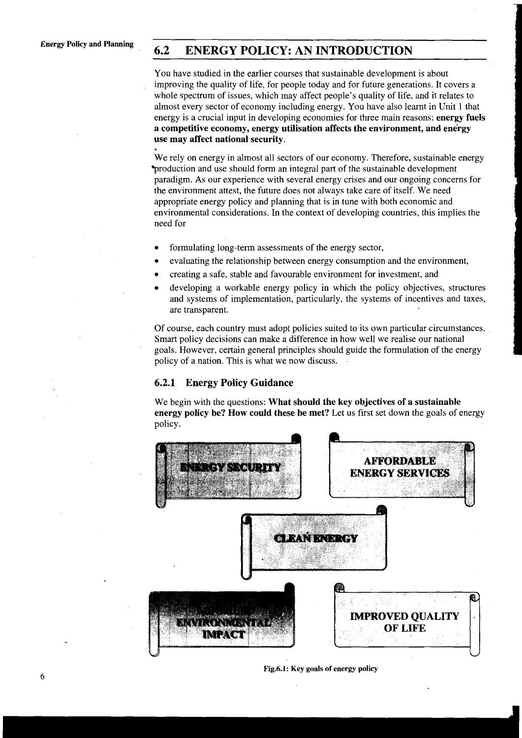## 6.2 ENERGY POLICY: AN INTRODUCTION

You have studied in the earlier courses that sustainable development is about improving the quality of life, for people today and for future generations. It covers a whole spectrum of issues, which may affect people's quality of life, and it relates to almost every sector of economy including energy. You have also learnt in Unit 1 that energy is a crucial input in developing economies for three main reasons: **energy fuels a competitive economy, energy utilisation affects the environment, and energy use may affect national security**.

We rely on energy in almost all sectors of our economy. Therefore, sustainable energy production and use should form an integral part of the sustainable development paradigm. As our experience with several energy crises and our ongoing concerns for the environment attest, the future does not always take care of itself. We need appropriate energy policy and planning that is in tune with both economic and environmental considerations. In the context of developing countries, this implies the need for

- formulating long-term assessments of the energy sector,
- evaluating the relationship between energy consumption and the environment,
- creating a safe, stable and favourable environment for investment, and
- developing a workable energy policy in which the policy objectives, structures and systems of implementation, particularly, the systems of incentives and taxes, are transparent.

Of course, each country must adopt policies suited to its own particular circumstances. Smart policy decisions can make a difference in how well we realise our national goals. However, certain general principles should guide the formulation of the energy policy of a nation. This is what we now discuss.

### 6.2.1 Energy Policy Guidance

We begin with the questions: **What should the key objectives of a sustainable energy policy be? How could these be met?** Let us first set down the goals of energy policy.

ENERGY SECURITY

AFFORDABLE ENERGY SERVICES

CLEAN ENERGY

MINIMUM ENVIRONMENTAL IMPACT

IMPROVED QUALITY OF LIFE

**Fig.6.1: Key goals of energy policy**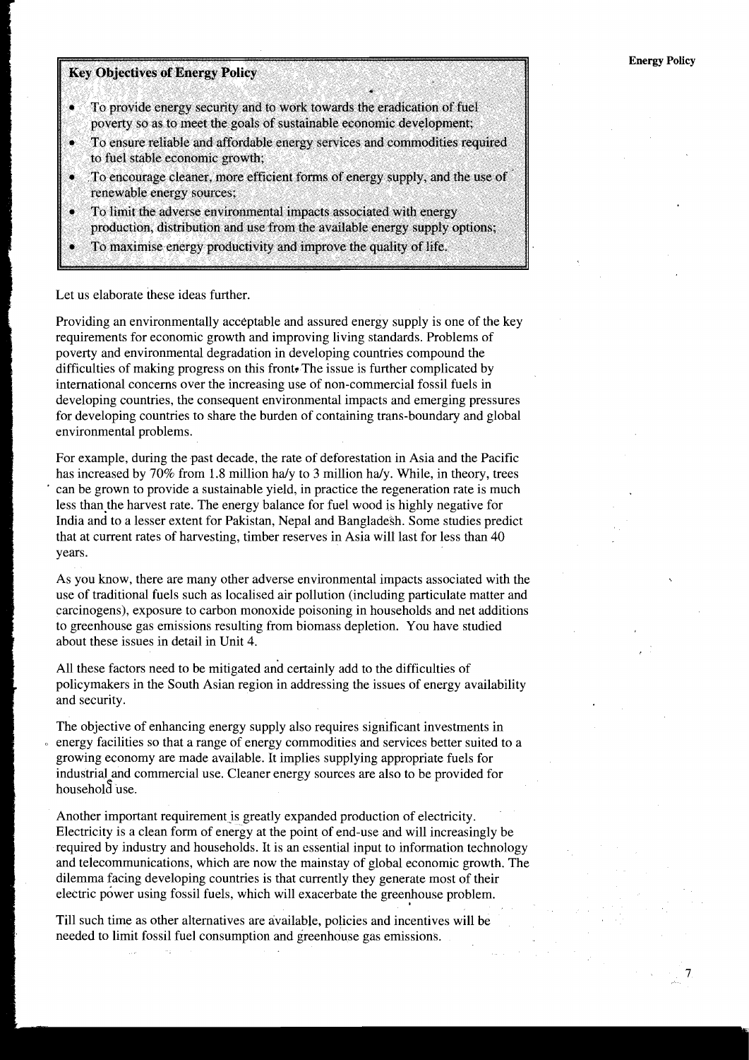**Key Objectives of Energy Policy**

- To provide energy security and to work towards the eradication of fuel poverty so as to meet the goals of sustainable economic development;
- To ensure reliable and affordable energy services and commodities required to fuel stable economic growth;
- To encourage cleaner, more efficient forms of energy supply, and the use of renewable energy sources;
- To limit the adverse environmental impacts associated with energy production, distribution and use from the available energy supply options;
- To maximise energy productivity and improve the quality of life.

Let us elaborate these ideas further.

Providing an environmentally acceptable and assured energy supply is one of the key requirements for economic growth and improving living standards. Problems of poverty and environmental degradation in developing countries compound the difficulties of making progress on this front. The issue is further complicated by international concerns over the increasing use of non-commercial fossil fuels in developing countries, the consequent environmental impacts and emerging pressures for developing countries to share the burden of containing trans-boundary and global environmental problems.

For example, during the past decade, the rate of deforestation in Asia and the Pacific has increased by 70% from 1.8 million ha/y to 3 million ha/y. While, in theory, trees can be grown to provide a sustainable yield, in practice the regeneration rate is much less than the harvest rate. The energy balance for fuel wood is highly negative for India and to a lesser extent for Pakistan, Nepal and Bangladesh. Some studies predict that at current rates of harvesting, timber reserves in Asia will last for less than 40 years.

As you know, there are many other adverse environmental impacts associated with the use of traditional fuels such as localised air pollution (including particulate matter and carcinogens), exposure to carbon monoxide poisoning in households and net additions to greenhouse gas emissions resulting from biomass depletion. You have studied about these issues in detail in Unit 4.

All these factors need to be mitigated and certainly add to the difficulties of policymakers in the South Asian region in addressing the issues of energy availability and security.

The objective of enhancing energy supply also requires significant investments in energy facilities so that a range of energy commodities and services better suited to a growing economy are made available. It implies supplying appropriate fuels for industrial and commercial use. Cleaner energy sources are also to be provided for household use.

Another important requirement is greatly expanded production of electricity. Electricity is a clean form of energy at the point of end-use and will increasingly be required by industry and households. It is an essential input to information technology and telecommunications, which are now the mainstay of global economic growth. The dilemma facing developing countries is that currently they generate most of their electric power using fossil fuels, which will exacerbate the greenhouse problem.

Till such time as other alternatives are available, policies and incentives will be needed to limit fossil fuel consumption and greenhouse gas emissions.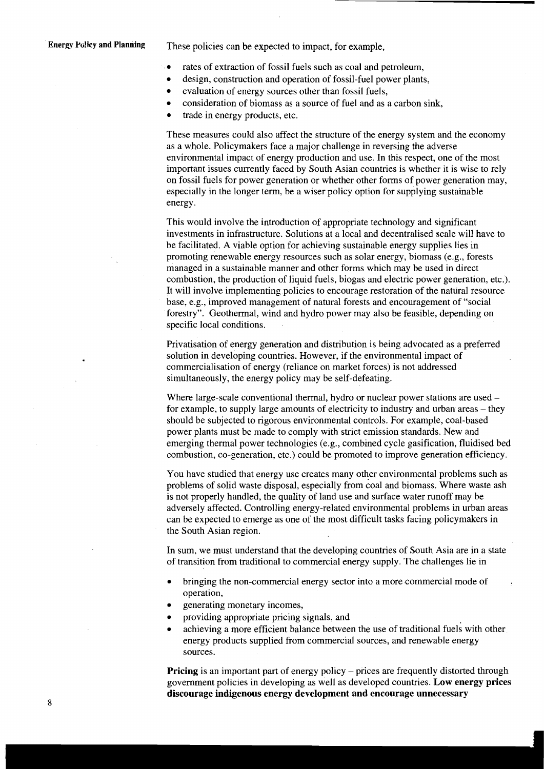These policies can be expected to impact, for example,

- rates of extraction of fossil fuels such as coal and petroleum,
- design, construction and operation of fossil-fuel power plants,
- evaluation of energy sources other than fossil fuels,
- consideration of biomass as a source of fuel and as a carbon sink,
- trade in energy products, etc.

These measures could also affect the structure of the energy system and the economy as a whole. Policymakers face a major challenge in reversing the adverse environmental impact of energy production and use. In this respect, one of the most important issues currently faced by South Asian countries is whether it is wise to rely on fossil fuels for power generation or whether other forms of power generation may, especially in the longer term, be a wiser policy option for supplying sustainable energy.

This would involve the introduction of appropriate technology and significant investments in infrastructure. Solutions at a local and decentralised scale will have to be facilitated. A viable option for achieving sustainable energy supplies lies in promoting renewable energy resources such as solar energy, biomass (e.g., forests managed in a sustainable manner and other forms which may be used in direct combustion, the production of liquid fuels, biogas and electric power generation, etc.). It will involve implementing policies to encourage restoration of the natural resource base, e.g., improved management of natural forests and encouragement of "social forestry". Geothermal, wind and hydro power may also be feasible, depending on specific local conditions.

Privatisation of energy generation and distribution is being advocated as a preferred solution in developing countries. However, if the environmental impact of commercialisation of energy (reliance on market forces) is not addressed simultaneously, the energy policy may be self-defeating.

Where large-scale conventional thermal, hydro or nuclear power stations are used – for example, to supply large amounts of electricity to industry and urban areas – they should be subjected to rigorous environmental controls. For example, coal-based power plants must be made to comply with strict emission standards. New and emerging thermal power technologies (e.g., combined cycle gasification, fluidised bed combustion, co-generation, etc.) could be promoted to improve generation efficiency.

You have studied that energy use creates many other environmental problems such as problems of solid waste disposal, especially from coal and biomass. Where waste ash is not properly handled, the quality of land use and surface water runoff may be adversely affected. Controlling energy-related environmental problems in urban areas can be expected to emerge as one of the most difficult tasks facing policymakers in the South Asian region.

In sum, we must understand that the developing countries of South Asia are in a state of transition from traditional to commercial energy supply. The challenges lie in

- bringing the non-commercial energy sector into a more commercial mode of operation,
- generating monetary incomes,
- providing appropriate pricing signals, and
- achieving a more efficient balance between the use of traditional fuels with other energy products supplied from commercial sources, and renewable energy sources.

**Pricing** is an important part of energy policy – prices are frequently distorted through government policies in developing as well as developed countries. **Low energy prices discourage indigenous energy development and encourage unnecessary**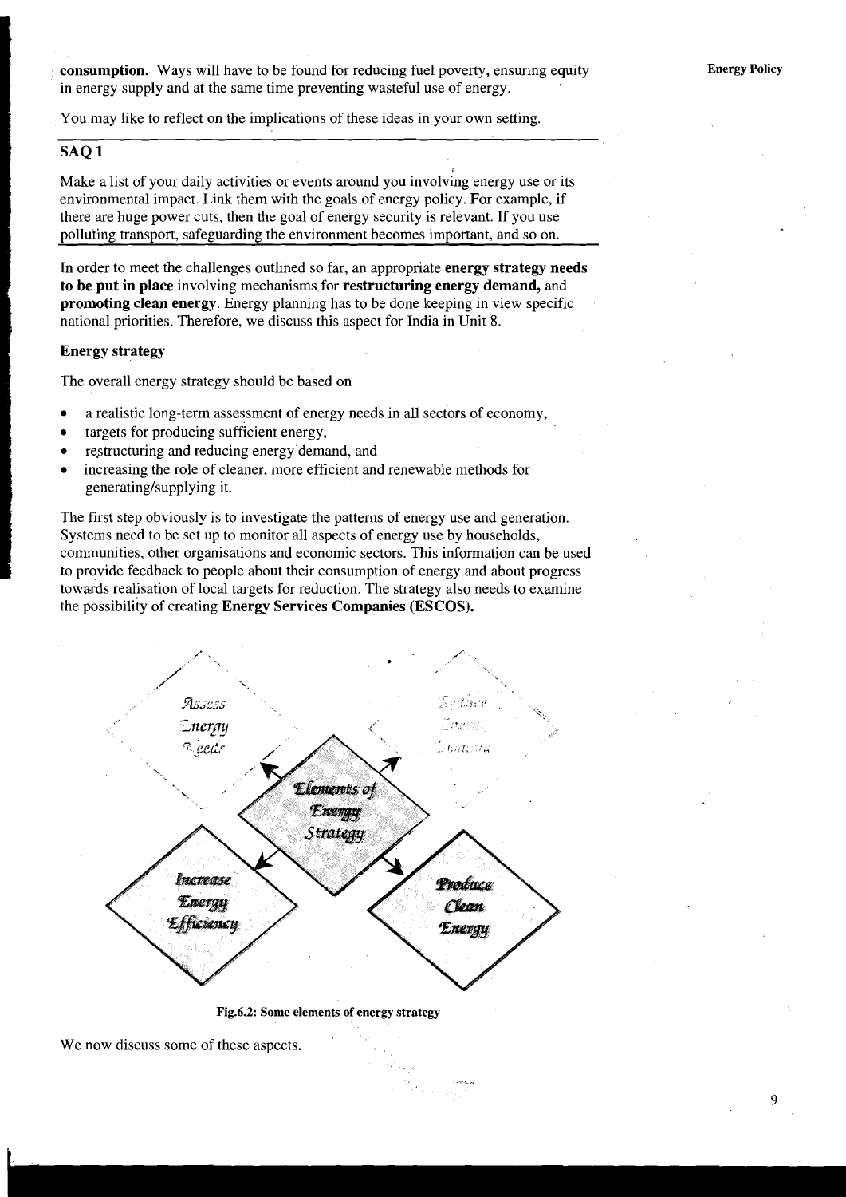**consumption.** Ways will have to be found for reducing fuel poverty, ensuring equity in energy supply and at the same time preventing wasteful use of energy.

You may like to reflect on the implications of these ideas in your own setting.

## SAQ 1

Make a list of your daily activities or events around you involving energy use or its environmental impact. Link them with the goals of energy policy. For example, if there are huge power cuts, then the goal of energy security is relevant. If you use polluting transport, safeguarding the environment becomes important, and so on.

In order to meet the challenges outlined so far, an appropriate **energy strategy needs to be put in place** involving mechanisms for **restructuring energy demand,** and **promoting clean energy**. Energy planning has to be done keeping in view specific national priorities. Therefore, we discuss this aspect for India in Unit 8.

### Energy strategy

The overall energy strategy should be based on

- a realistic long-term assessment of energy needs in all sectors of economy,
- targets for producing sufficient energy,
- restructuring and reducing energy demand, and
- increasing the role of cleaner, more efficient and renewable methods for generating/supplying it.

The first step obviously is to investigate the patterns of energy use and generation. Systems need to be set up to monitor all aspects of energy use by households, communities, other organisations and economic sectors. This information can be used to provide feedback to people about their consumption of energy and about progress towards realisation of local targets for reduction. The strategy also needs to examine the possibility of creating **Energy Services Companies (ESCOS).**

Assess Energy Needs | Reduce Energy Demand | Elements of Energy Strategy | Increase Energy Efficiency | Produce Clean Energy

**Fig.6.2: Some elements of energy strategy**

We now discuss some of these aspects.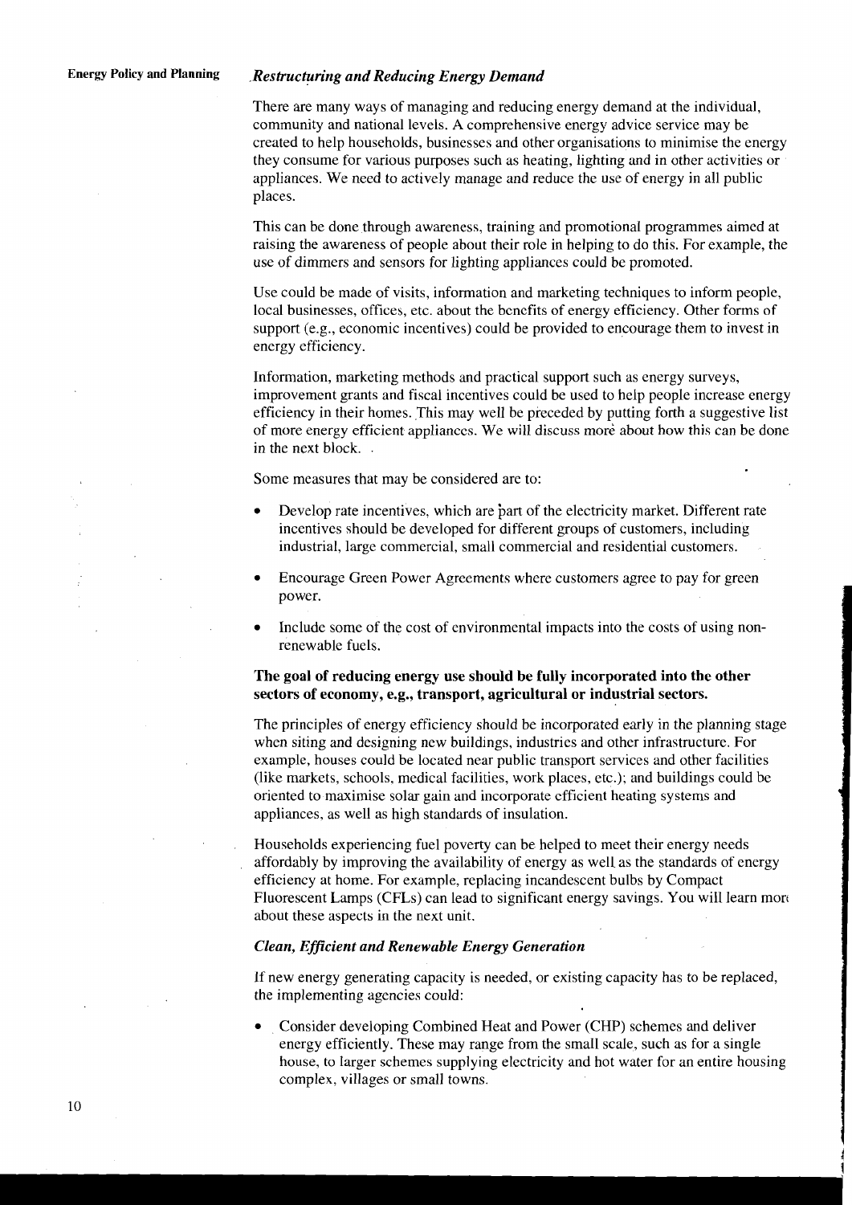### *Restructuring and Reducing Energy Demand*

There are many ways of managing and reducing energy demand at the individual, community and national levels. A comprehensive energy advice service may be created to help households, businesses and other organisations to minimise the energy they consume for various purposes such as heating, lighting and in other activities or appliances. We need to actively manage and reduce the use of energy in all public places.

This can be done through awareness, training and promotional programmes aimed at raising the awareness of people about their role in helping to do this. For example, the use of dimmers and sensors for lighting appliances could be promoted.

Use could be made of visits, information and marketing techniques to inform people, local businesses, offices, etc. about the benefits of energy efficiency. Other forms of support (e.g., economic incentives) could be provided to encourage them to invest in energy efficiency.

Information, marketing methods and practical support such as energy surveys, improvement grants and fiscal incentives could be used to help people increase energy efficiency in their homes. This may well be preceded by putting forth a suggestive list of more energy efficient appliances. We will discuss more about how this can be done in the next block.

Some measures that may be considered are to:

- Develop rate incentives, which are part of the electricity market. Different rate incentives should be developed for different groups of customers, including industrial, large commercial, small commercial and residential customers.
- Encourage Green Power Agreements where customers agree to pay for green power.
- Include some of the cost of environmental impacts into the costs of using non-renewable fuels.

**The goal of reducing energy use should be fully incorporated into the other sectors of economy, e.g., transport, agricultural or industrial sectors.**

The principles of energy efficiency should be incorporated early in the planning stage when siting and designing new buildings, industries and other infrastructure. For example, houses could be located near public transport services and other facilities (like markets, schools, medical facilities, work places, etc.); and buildings could be oriented to maximise solar gain and incorporate efficient heating systems and appliances, as well as high standards of insulation.

Households experiencing fuel poverty can be helped to meet their energy needs affordably by improving the availability of energy as well as the standards of energy efficiency at home. For example, replacing incandescent bulbs by Compact Fluorescent Lamps (CFLs) can lead to significant energy savings. You will learn more about these aspects in the next unit.

### *Clean, Efficient and Renewable Energy Generation*

If new energy generating capacity is needed, or existing capacity has to be replaced, the implementing agencies could:

- Consider developing Combined Heat and Power (CHP) schemes and deliver energy efficiently. These may range from the small scale, such as for a single house, to larger schemes supplying electricity and hot water for an entire housing complex, villages or small towns.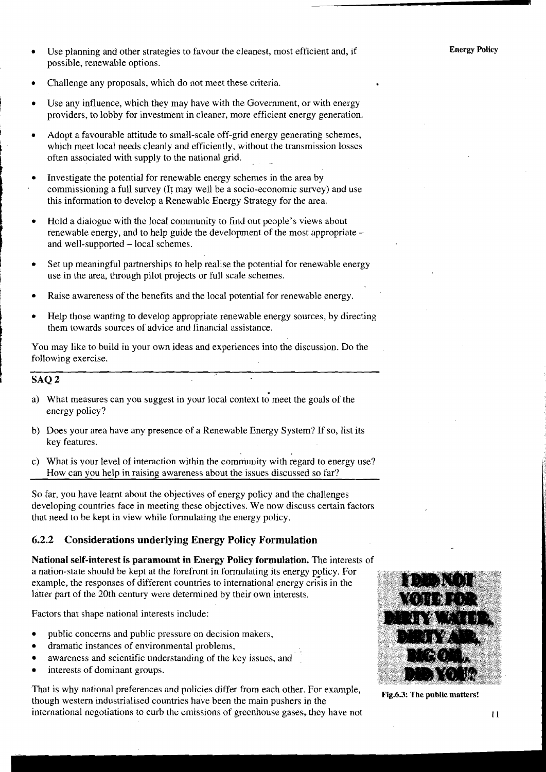- Use planning and other strategies to favour the cleanest, most efficient and, if possible, renewable options.
- Challenge any proposals, which do not meet these criteria.
- Use any influence, which they may have with the Government, or with energy providers, to lobby for investment in cleaner, more efficient energy generation.
- Adopt a favourable attitude to small-scale off-grid energy generating schemes, which meet local needs cleanly and efficiently, without the transmission losses often associated with supply to the national grid.
- Investigate the potential for renewable energy schemes in the area by commissioning a full survey (It may well be a socio-economic survey) and use this information to develop a Renewable Energy Strategy for the area.
- Hold a dialogue with the local community to find out people's views about renewable energy, and to help guide the development of the most appropriate – and well-supported – local schemes.
- Set up meaningful partnerships to help realise the potential for renewable energy use in the area, through pilot projects or full scale schemes.
- Raise awareness of the benefits and the local potential for renewable energy.
- Help those wanting to develop appropriate renewable energy sources, by directing them towards sources of advice and financial assistance.

You may like to build in your own ideas and experiences into the discussion. Do the following exercise.

**SAQ 2**

a) What measures can you suggest in your local context to meet the goals of the energy policy?

b) Does your area have any presence of a Renewable Energy System? If so, list its key features.

c) What is your level of interaction within the community with regard to energy use? How can you help in raising awareness about the issues discussed so far?

So far, you have learnt about the objectives of energy policy and the challenges developing countries face in meeting these objectives. We now discuss certain factors that need to be kept in view while formulating the energy policy.

### 6.2.2 Considerations underlying Energy Policy Formulation

**National self-interest is paramount in Energy Policy formulation.** The interests of a nation-state should be kept at the forefront in formulating its energy policy. For example, the responses of different countries to international energy crisis in the latter part of the 20th century were determined by their own interests.

Factors that shape national interests include:

- public concerns and public pressure on decision makers,
- dramatic instances of environmental problems,
- awareness and scientific understanding of the key issues, and
- interests of dominant groups.

That is why national preferences and policies differ from each other. For example, though western industrialised countries have been the main pushers in the international negotiations to curb the emissions of greenhouse gases, they have not

Fig.6.3: The public matters!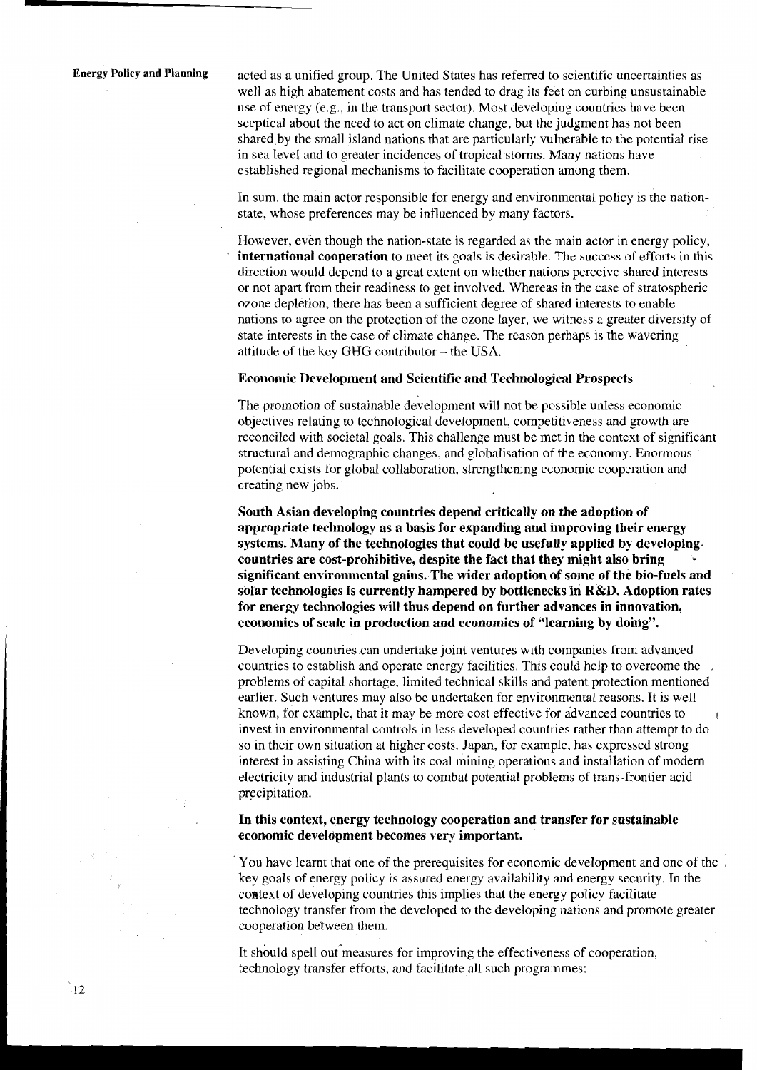acted as a unified group. The United States has referred to scientific uncertainties as well as high abatement costs and has tended to drag its feet on curbing unsustainable use of energy (e.g., in the transport sector). Most developing countries have been sceptical about the need to act on climate change, but the judgment has not been shared by the small island nations that are particularly vulnerable to the potential rise in sea level and to greater incidences of tropical storms. Many nations have established regional mechanisms to facilitate cooperation among them.

In sum, the main actor responsible for energy and environmental policy is the nation-state, whose preferences may be influenced by many factors.

However, even though the nation-state is regarded as the main actor in energy policy, **international cooperation** to meet its goals is desirable. The success of efforts in this direction would depend to a great extent on whether nations perceive shared interests or not apart from their readiness to get involved. Whereas in the case of stratospheric ozone depletion, there has been a sufficient degree of shared interests to enable nations to agree on the protection of the ozone layer, we witness a greater diversity of state interests in the case of climate change. The reason perhaps is the wavering attitude of the key GHG contributor – the USA.

**Economic Development and Scientific and Technological Prospects**

The promotion of sustainable development will not be possible unless economic objectives relating to technological development, competitiveness and growth are reconciled with societal goals. This challenge must be met in the context of significant structural and demographic changes, and globalisation of the economy. Enormous potential exists for global collaboration, strengthening economic cooperation and creating new jobs.

**South Asian developing countries depend critically on the adoption of appropriate technology as a basis for expanding and improving their energy systems. Many of the technologies that could be usefully applied by developing countries are cost-prohibitive, despite the fact that they might also bring significant environmental gains. The wider adoption of some of the bio-fuels and solar technologies is currently hampered by bottlenecks in R&D. Adoption rates for energy technologies will thus depend on further advances in innovation, economies of scale in production and economies of "learning by doing".**

Developing countries can undertake joint ventures with companies from advanced countries to establish and operate energy facilities. This could help to overcome the problems of capital shortage, limited technical skills and patent protection mentioned earlier. Such ventures may also be undertaken for environmental reasons. It is well known, for example, that it may be more cost effective for advanced countries to invest in environmental controls in less developed countries rather than attempt to do so in their own situation at higher costs. Japan, for example, has expressed strong interest in assisting China with its coal mining operations and installation of modern electricity and industrial plants to combat potential problems of trans-frontier acid precipitation.

**In this context, energy technology cooperation and transfer for sustainable economic development becomes very important.**

You have learnt that one of the prerequisites for economic development and one of the key goals of energy policy is assured energy availability and energy security. In the context of developing countries this implies that the energy policy facilitate technology transfer from the developed to the developing nations and promote greater cooperation between them.

It should spell out measures for improving the effectiveness of cooperation, technology transfer efforts, and facilitate all such programmes: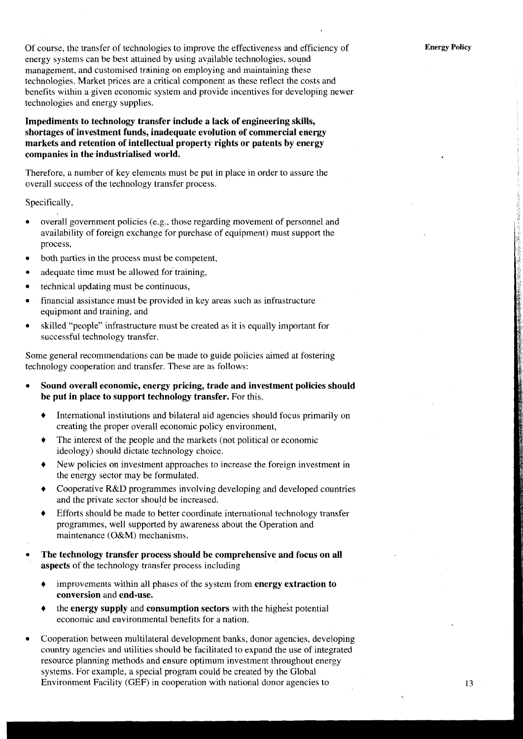Of course, the transfer of technologies to improve the effectiveness and efficiency of energy systems can be best attained by using available technologies, sound management, and customised training on employing and maintaining these technologies. Market prices are a critical component as these reflect the costs and benefits within a given economic system and provide incentives for developing newer technologies and energy supplies.

**Impediments to technology transfer include a lack of engineering skills, shortages of investment funds, inadequate evolution of commercial energy markets and retention of intellectual property rights or patents by energy companies in the industrialised world.**

Therefore, a number of key elements must be put in place in order to assure the overall success of the technology transfer process.

Specifically,

- overall government policies (e.g., those regarding movement of personnel and availability of foreign exchange for purchase of equipment) must support the process,
- both parties in the process must be competent,
- adequate time must be allowed for training,
- technical updating must be continuous,
- financial assistance must be provided in key areas such as infrastructure equipment and training, and
- skilled "people" infrastructure must be created as it is equally important for successful technology transfer.

Some general recommendations can be made to guide policies aimed at fostering technology cooperation and transfer. These are as follows:

- **Sound overall economic, energy pricing, trade and investment policies should be put in place to support technology transfer.** For this,
    - International institutions and bilateral aid agencies should focus primarily on creating the proper overall economic policy environment,
    - The interest of the people and the markets (not political or economic ideology) should dictate technology choice.
    - New policies on investment approaches to increase the foreign investment in the energy sector may be formulated.
    - Cooperative R&D programmes involving developing and developed countries and the private sector should be increased.
    - Efforts should be made to better coordinate international technology transfer programmes, well supported by awareness about the Operation and maintenance (O&M) mechanisms.
- **The technology transfer process should be comprehensive and focus on all aspects** of the technology transfer process including
    - improvements within all phases of the system from **energy extraction to conversion** and **end-use.**
    - the **energy supply** and **consumption sectors** with the highest potential economic and environmental benefits for a nation.
- Cooperation between multilateral development banks, donor agencies, developing country agencies and utilities should be facilitated to expand the use of integrated resource planning methods and ensure optimum investment throughout energy systems. For example, a special program could be created by the Global Environment Facility (GEF) in cooperation with national donor agencies to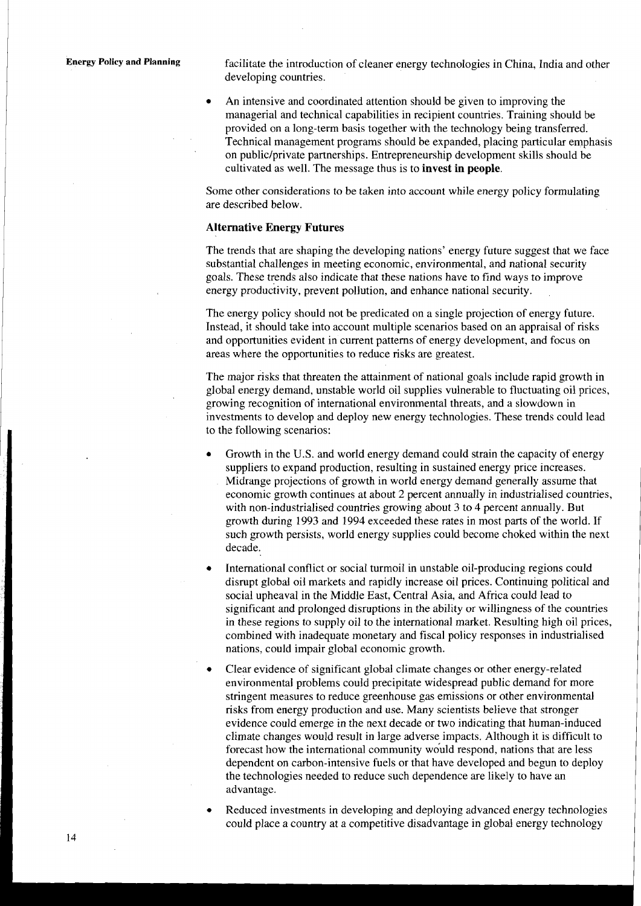facilitate the introduction of cleaner energy technologies in China, India and other developing countries.

- An intensive and coordinated attention should be given to improving the managerial and technical capabilities in recipient countries. Training should be provided on a long-term basis together with the technology being transferred. Technical management programs should be expanded, placing particular emphasis on public/private partnerships. Entrepreneurship development skills should be cultivated as well. The message thus is to **invest in people**.

Some other considerations to be taken into account while energy policy formulating are described below.

### Alternative Energy Futures

The trends that are shaping the developing nations' energy future suggest that we face substantial challenges in meeting economic, environmental, and national security goals. These trends also indicate that these nations have to find ways to improve energy productivity, prevent pollution, and enhance national security.

The energy policy should not be predicated on a single projection of energy future. Instead, it should take into account multiple scenarios based on an appraisal of risks and opportunities evident in current patterns of energy development, and focus on areas where the opportunities to reduce risks are greatest.

The major risks that threaten the attainment of national goals include rapid growth in global energy demand, unstable world oil supplies vulnerable to fluctuating oil prices, growing recognition of international environmental threats, and a slowdown in investments to develop and deploy new energy technologies. These trends could lead to the following scenarios:

- Growth in the U.S. and world energy demand could strain the capacity of energy suppliers to expand production, resulting in sustained energy price increases. Midrange projections of growth in world energy demand generally assume that economic growth continues at about 2 percent annually in industrialised countries, with non-industrialised countries growing about 3 to 4 percent annually. But growth during 1993 and 1994 exceeded these rates in most parts of the world. If such growth persists, world energy supplies could become choked within the next decade.

- International conflict or social turmoil in unstable oil-producing regions could disrupt global oil markets and rapidly increase oil prices. Continuing political and social upheaval in the Middle East, Central Asia, and Africa could lead to significant and prolonged disruptions in the ability or willingness of the countries in these regions to supply oil to the international market. Resulting high oil prices, combined with inadequate monetary and fiscal policy responses in industrialised nations, could impair global economic growth.

- Clear evidence of significant global climate changes or other energy-related environmental problems could precipitate widespread public demand for more stringent measures to reduce greenhouse gas emissions or other environmental risks from energy production and use. Many scientists believe that stronger evidence could emerge in the next decade or two indicating that human-induced climate changes would result in large adverse impacts. Although it is difficult to forecast how the international community would respond, nations that are less dependent on carbon-intensive fuels or that have developed and begun to deploy the technologies needed to reduce such dependence are likely to have an advantage.

- Reduced investments in developing and deploying advanced energy technologies could place a country at a competitive disadvantage in global energy technology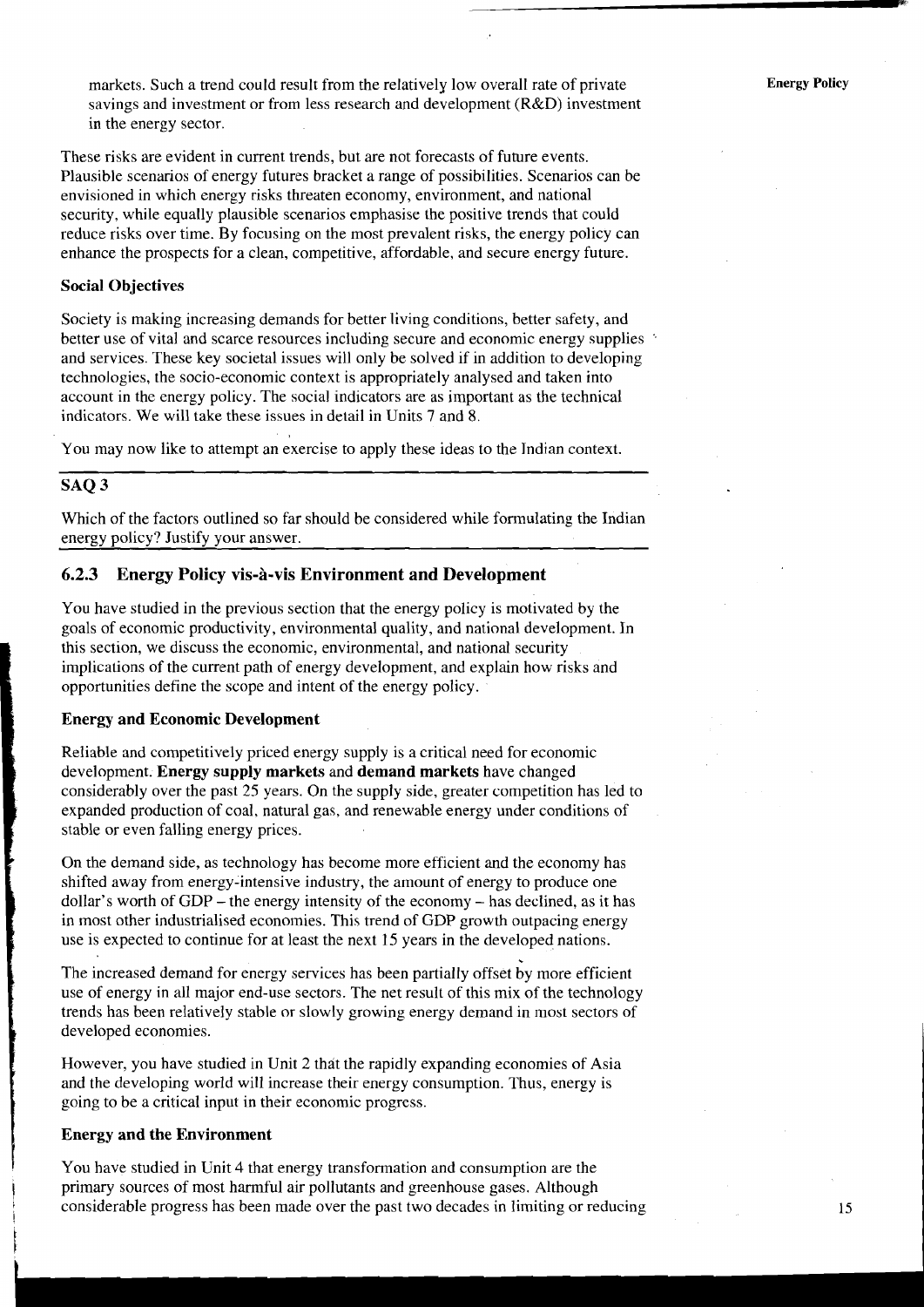markets. Such a trend could result from the relatively low overall rate of private savings and investment or from less research and development (R&D) investment in the energy sector.

These risks are evident in current trends, but are not forecasts of future events. Plausible scenarios of energy futures bracket a range of possibilities. Scenarios can be envisioned in which energy risks threaten economy, environment, and national security, while equally plausible scenarios emphasise the positive trends that could reduce risks over time. By focusing on the most prevalent risks, the energy policy can enhance the prospects for a clean, competitive, affordable, and secure energy future.

**Social Objectives**

Society is making increasing demands for better living conditions, better safety, and better use of vital and scarce resources including secure and economic energy supplies and services. These key societal issues will only be solved if in addition to developing technologies, the socio-economic context is appropriately analysed and taken into account in the energy policy. The social indicators are as important as the technical indicators. We will take these issues in detail in Units 7 and 8.

You may now like to attempt an exercise to apply these ideas to the Indian context.

---

**SAQ 3**

Which of the factors outlined so far should be considered while formulating the Indian energy policy? Justify your answer.

---

### 6.2.3 Energy Policy vis-à-vis Environment and Development

You have studied in the previous section that the energy policy is motivated by the goals of economic productivity, environmental quality, and national development. In this section, we discuss the economic, environmental, and national security implications of the current path of energy development, and explain how risks and opportunities define the scope and intent of the energy policy.

**Energy and Economic Development**

Reliable and competitively priced energy supply is a critical need for economic development. **Energy supply markets** and **demand markets** have changed considerably over the past 25 years. On the supply side, greater competition has led to expanded production of coal, natural gas, and renewable energy under conditions of stable or even falling energy prices.

On the demand side, as technology has become more efficient and the economy has shifted away from energy-intensive industry, the amount of energy to produce one dollar's worth of GDP – the energy intensity of the economy – has declined, as it has in most other industrialised economies. This trend of GDP growth outpacing energy use is expected to continue for at least the next 15 years in the developed nations.

The increased demand for energy services has been partially offset by more efficient use of energy in all major end-use sectors. The net result of this mix of the technology trends has been relatively stable or slowly growing energy demand in most sectors of developed economies.

However, you have studied in Unit 2 that the rapidly expanding economies of Asia and the developing world will increase their energy consumption. Thus, energy is going to be a critical input in their economic progress.

**Energy and the Environment**

You have studied in Unit 4 that energy transformation and consumption are the primary sources of most harmful air pollutants and greenhouse gases. Although considerable progress has been made over the past two decades in limiting or reducing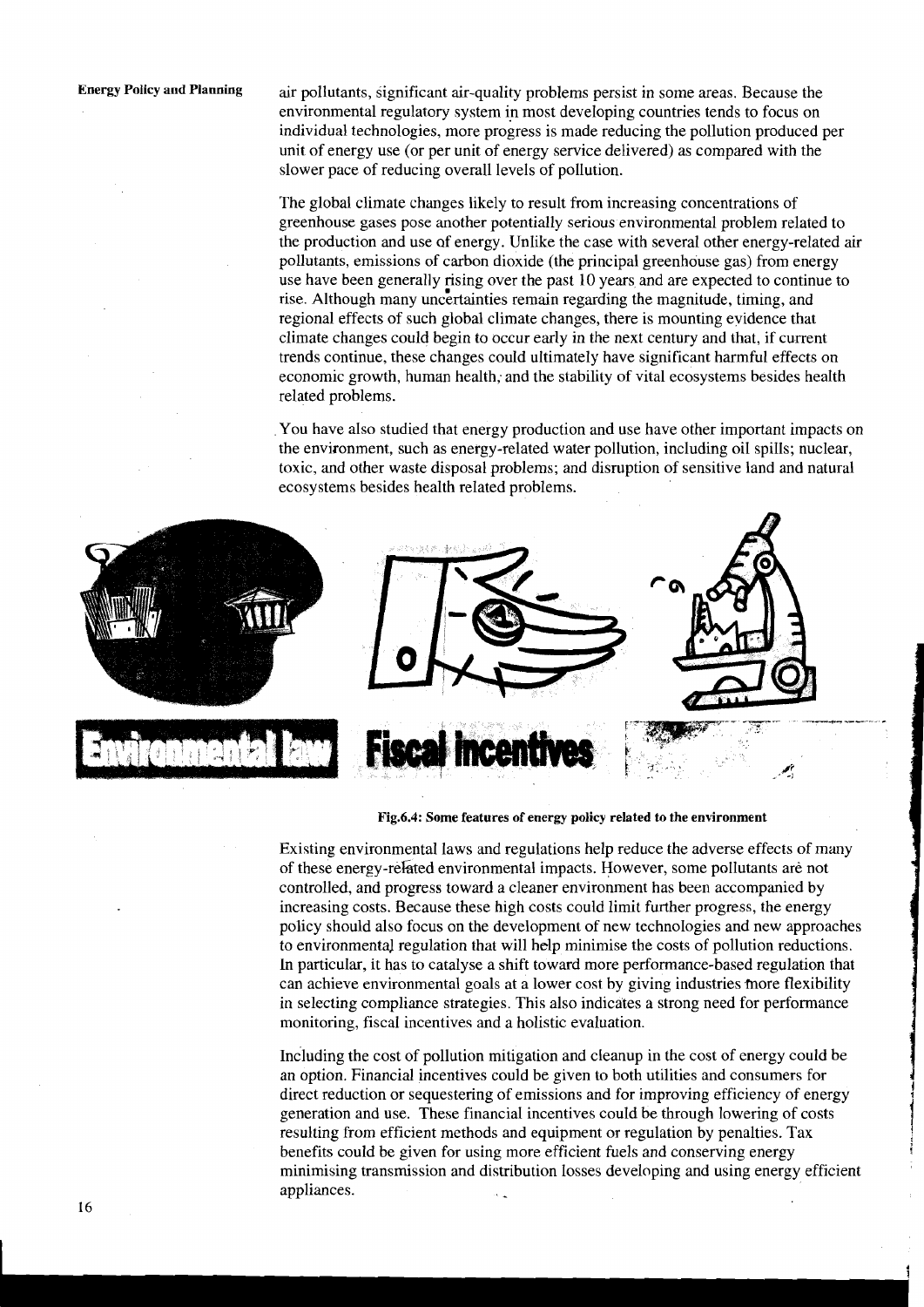air pollutants, significant air-quality problems persist in some areas. Because the environmental regulatory system in most developing countries tends to focus on individual technologies, more progress is made reducing the pollution produced per unit of energy use (or per unit of energy service delivered) as compared with the slower pace of reducing overall levels of pollution.

The global climate changes likely to result from increasing concentrations of greenhouse gases pose another potentially serious environmental problem related to the production and use of energy. Unlike the case with several other energy-related air pollutants, emissions of carbon dioxide (the principal greenhouse gas) from energy use have been generally rising over the past 10 years and are expected to continue to rise. Although many uncertainties remain regarding the magnitude, timing, and regional effects of such global climate changes, there is mounting evidence that climate changes could begin to occur early in the next century and that, if current trends continue, these changes could ultimately have significant harmful effects on economic growth, human health, and the stability of vital ecosystems besides health related problems.

You have also studied that energy production and use have other important impacts on the environment, such as energy-related water pollution, including oil spills; nuclear, toxic, and other waste disposal problems; and disruption of sensitive land and natural ecosystems besides health related problems.

**Fig.6.4: Some features of energy policy related to the environment**

Existing environmental laws and regulations help reduce the adverse effects of many of these energy-related environmental impacts. However, some pollutants are not controlled, and progress toward a cleaner environment has been accompanied by increasing costs. Because these high costs could limit further progress, the energy policy should also focus on the development of new technologies and new approaches to environmental regulation that will help minimise the costs of pollution reductions. In particular, it has to catalyse a shift toward more performance-based regulation that can achieve environmental goals at a lower cost by giving industries more flexibility in selecting compliance strategies. This also indicates a strong need for performance monitoring, fiscal incentives and a holistic evaluation.

Including the cost of pollution mitigation and cleanup in the cost of energy could be an option. Financial incentives could be given to both utilities and consumers for direct reduction or sequestering of emissions and for improving efficiency of energy generation and use. These financial incentives could be through lowering of costs resulting from efficient methods and equipment or regulation by penalties. Tax benefits could be given for using more efficient fuels and conserving energy minimising transmission and distribution losses developing and using energy efficient appliances.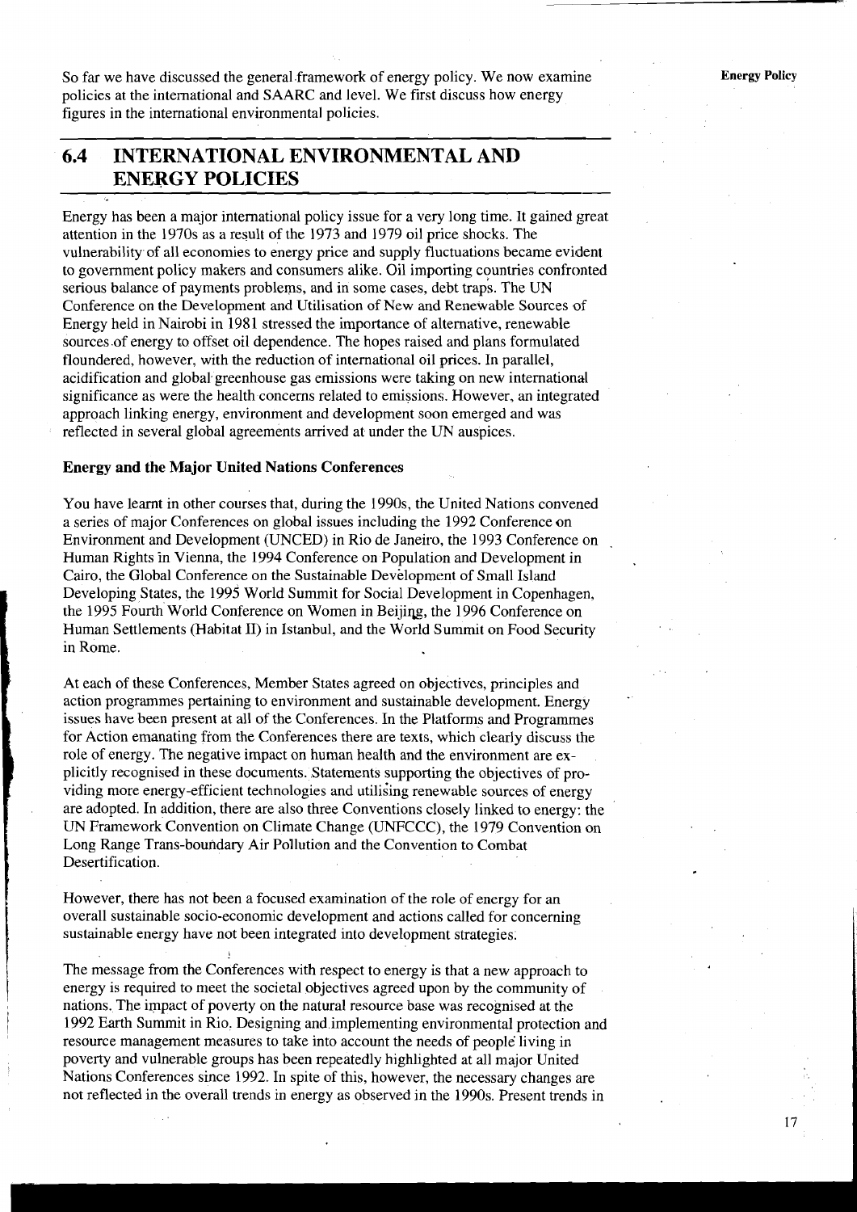So far we have discussed the general framework of energy policy. We now examine policies at the international and SAARC and level. We first discuss how energy figures in the international environmental policies.

## 6.4 INTERNATIONAL ENVIRONMENTAL AND ENERGY POLICIES

Energy has been a major international policy issue for a very long time. It gained great attention in the 1970s as a result of the 1973 and 1979 oil price shocks. The vulnerability of all economies to energy price and supply fluctuations became evident to government policy makers and consumers alike. Oil importing countries confronted serious balance of payments problems, and in some cases, debt traps. The UN Conference on the Development and Utilisation of New and Renewable Sources of Energy held in Nairobi in 1981 stressed the importance of alternative, renewable sources of energy to offset oil dependence. The hopes raised and plans formulated floundered, however, with the reduction of international oil prices. In parallel, acidification and global greenhouse gas emissions were taking on new international significance as were the health concerns related to emissions. However, an integrated approach linking energy, environment and development soon emerged and was reflected in several global agreements arrived at under the UN auspices.

**Energy and the Major United Nations Conferences**

You have learnt in other courses that, during the 1990s, the United Nations convened a series of major Conferences on global issues including the 1992 Conference on Environment and Development (UNCED) in Rio de Janeiro, the 1993 Conference on Human Rights in Vienna, the 1994 Conference on Population and Development in Cairo, the Global Conference on the Sustainable Development of Small Island Developing States, the 1995 World Summit for Social Development in Copenhagen, the 1995 Fourth World Conference on Women in Beijing, the 1996 Conference on Human Settlements (Habitat II) in Istanbul, and the World Summit on Food Security in Rome.

At each of these Conferences, Member States agreed on objectives, principles and action programmes pertaining to environment and sustainable development. Energy issues have been present at all of the Conferences. In the Platforms and Programmes for Action emanating from the Conferences there are texts, which clearly discuss the role of energy. The negative impact on human health and the environment are explicitly recognised in these documents. Statements supporting the objectives of providing more energy-efficient technologies and utilising renewable sources of energy are adopted. In addition, there are also three Conventions closely linked to energy: the UN Framework Convention on Climate Change (UNFCCC), the 1979 Convention on Long Range Trans-boundary Air Pollution and the Convention to Combat Desertification.

However, there has not been a focused examination of the role of energy for an overall sustainable socio-economic development and actions called for concerning sustainable energy have not been integrated into development strategies.

The message from the Conferences with respect to energy is that a new approach to energy is required to meet the societal objectives agreed upon by the community of nations. The impact of poverty on the natural resource base was recognised at the 1992 Earth Summit in Rio. Designing and implementing environmental protection and resource management measures to take into account the needs of people living in poverty and vulnerable groups has been repeatedly highlighted at all major United Nations Conferences since 1992. In spite of this, however, the necessary changes are not reflected in the overall trends in energy as observed in the 1990s. Present trends in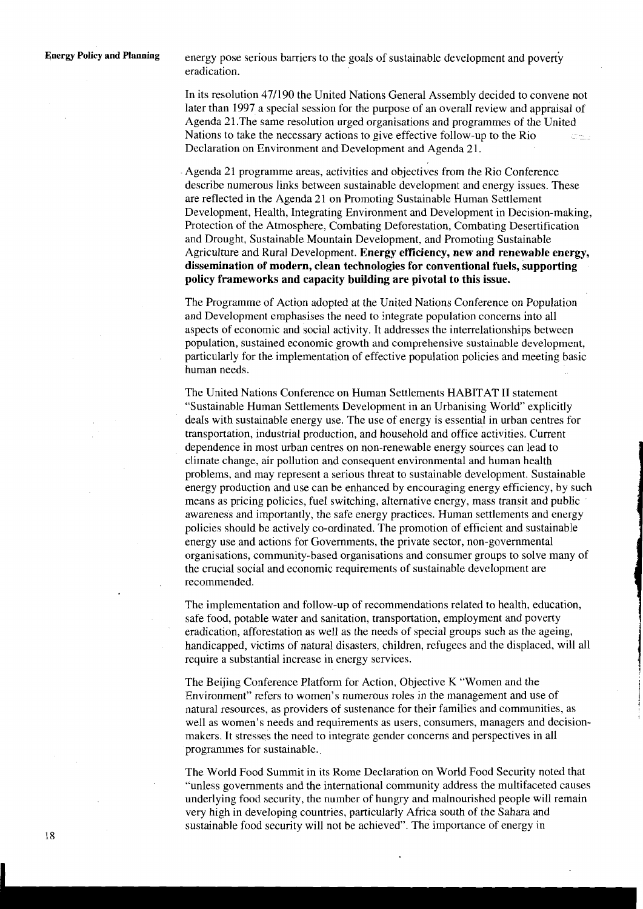energy pose serious barriers to the goals of sustainable development and poverty eradication.

In its resolution 47/190 the United Nations General Assembly decided to convene not later than 1997 a special session for the purpose of an overall review and appraisal of Agenda 21.The same resolution urged organisations and programmes of the United Nations to take the necessary actions to give effective follow-up to the Rio Declaration on Environment and Development and Agenda 21.

Agenda 21 programme areas, activities and objectives from the Rio Conference describe numerous links between sustainable development and energy issues. These are reflected in the Agenda 21 on Promoting Sustainable Human Settlement Development, Health, Integrating Environment and Development in Decision-making, Protection of the Atmosphere, Combating Deforestation, Combating Desertification and Drought, Sustainable Mountain Development, and Promoting Sustainable Agriculture and Rural Development. **Energy efficiency, new and renewable energy, dissemination of modern, clean technologies for conventional fuels, supporting policy frameworks and capacity building are pivotal to this issue.**

The Programme of Action adopted at the United Nations Conference on Population and Development emphasises the need to integrate population concerns into all aspects of economic and social activity. It addresses the interrelationships between population, sustained economic growth and comprehensive sustainable development, particularly for the implementation of effective population policies and meeting basic human needs.

The United Nations Conference on Human Settlements HABITAT II statement "Sustainable Human Settlements Development in an Urbanising World" explicitly deals with sustainable energy use. The use of energy is essential in urban centres for transportation, industrial production, and household and office activities. Current dependence in most urban centres on non-renewable energy sources can lead to climate change, air pollution and consequent environmental and human health problems, and may represent a serious threat to sustainable development. Sustainable energy production and use can be enhanced by encouraging energy efficiency, by such means as pricing policies, fuel switching, alternative energy, mass transit and public awareness and importantly, the safe energy practices. Human settlements and energy policies should be actively co-ordinated. The promotion of efficient and sustainable energy use and actions for Governments, the private sector, non-governmental organisations, community-based organisations and consumer groups to solve many of the crucial social and economic requirements of sustainable development are recommended.

The implementation and follow-up of recommendations related to health, education, safe food, potable water and sanitation, transportation, employment and poverty eradication, afforestation as well as the needs of special groups such as the ageing, handicapped, victims of natural disasters, children, refugees and the displaced, will all require a substantial increase in energy services.

The Beijing Conference Platform for Action, Objective K "Women and the Environment" refers to women's numerous roles in the management and use of natural resources, as providers of sustenance for their families and communities, as well as women's needs and requirements as users, consumers, managers and decision-makers. It stresses the need to integrate gender concerns and perspectives in all programmes for sustainable.

The World Food Summit in its Rome Declaration on World Food Security noted that "unless governments and the international community address the multifaceted causes underlying food security, the number of hungry and malnourished people will remain very high in developing countries, particularly Africa south of the Sahara and sustainable food security will not be achieved". The importance of energy in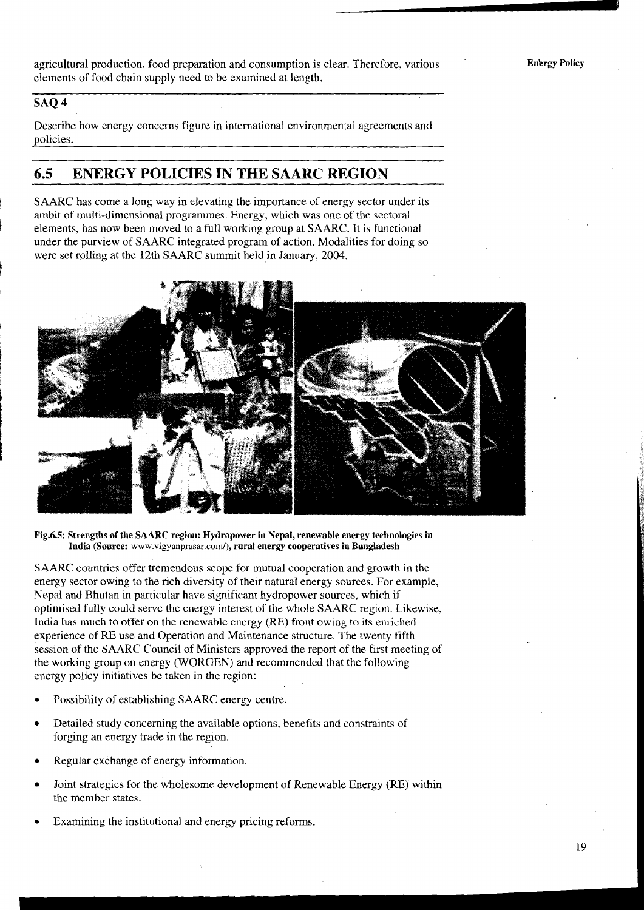agricultural production, food preparation and consumption is clear. Therefore, various elements of food chain supply need to be examined at length.

**SAQ 4**

Describe how energy concerns figure in international environmental agreements and policies.

## 6.5 ENERGY POLICIES IN THE SAARC REGION

SAARC has come a long way in elevating the importance of energy sector under its ambit of multi-dimensional programmes. Energy, which was one of the sectoral elements, has now been moved to a full working group at SAARC. It is functional under the purview of SAARC integrated program of action. Modalities for doing so were set rolling at the 12th SAARC summit held in January, 2004.

**Fig.6.5: Strengths of the SAARC region: Hydropower in Nepal, renewable energy technologies in India (Source: www.vigyanprasar.com/), rural energy cooperatives in Bangladesh**

SAARC countries offer tremendous scope for mutual cooperation and growth in the energy sector owing to the rich diversity of their natural energy sources. For example, Nepal and Bhutan in particular have significant hydropower sources, which if optimised fully could serve the energy interest of the whole SAARC region. Likewise, India has much to offer on the renewable energy (RE) front owing to its enriched experience of RE use and Operation and Maintenance structure. The twenty fifth session of the SAARC Council of Ministers approved the report of the first meeting of the working group on energy (WORGEN) and recommended that the following energy policy initiatives be taken in the region:

- Possibility of establishing SAARC energy centre.
- Detailed study concerning the available options, benefits and constraints of forging an energy trade in the region.
- Regular exchange of energy information.
- Joint strategies for the wholesome development of Renewable Energy (RE) within the member states.
- Examining the institutional and energy pricing reforms.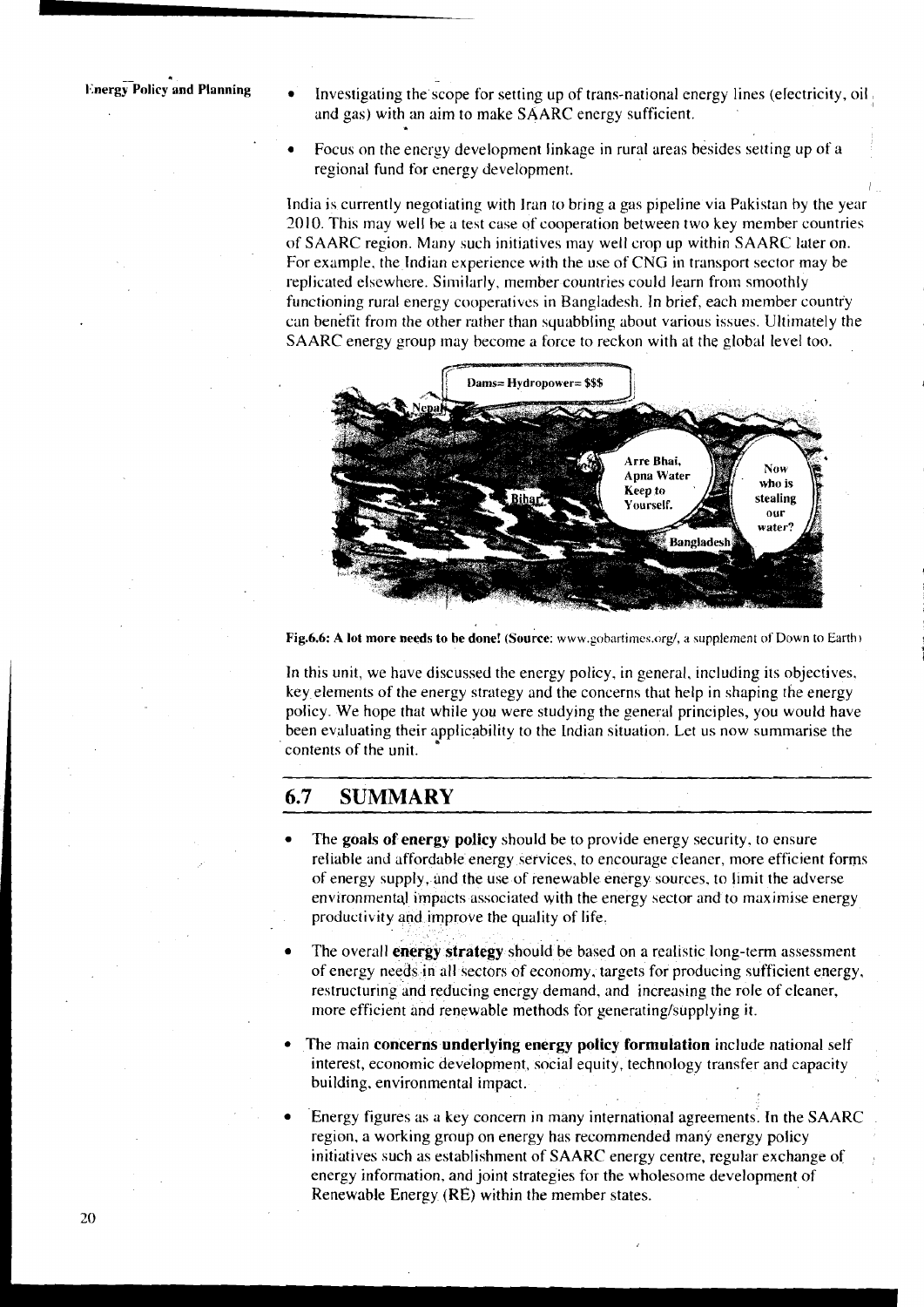- Investigating the scope for setting up of trans-national energy lines (electricity, oil and gas) with an aim to make SAARC energy sufficient.
- Focus on the energy development linkage in rural areas besides setting up of a regional fund for energy development.

India is currently negotiating with Iran to bring a gas pipeline via Pakistan by the year 2010. This may well be a test case of cooperation between two key member countries of SAARC region. Many such initiatives may well crop up within SAARC later on. For example, the Indian experience with the use of CNG in transport sector may be replicated elsewhere. Similarly, member countries could learn from smoothly functioning rural energy cooperatives in Bangladesh. In brief, each member country can benefit from the other rather than squabbling about various issues. Ultimately the SAARC energy group may become a force to reckon with at the global level too.

**Fig.6.6: A lot more needs to be done!** (**Source**: www.gobartimes.org/, a supplement of Down to Earth)

In this unit, we have discussed the energy policy, in general, including its objectives, key elements of the energy strategy and the concerns that help in shaping the energy policy. We hope that while you were studying the general principles, you would have been evaluating their applicability to the Indian situation. Let us now summarise the contents of the unit.

## 6.7 SUMMARY

- The **goals of energy policy** should be to provide energy security, to ensure reliable and affordable energy services, to encourage cleaner, more efficient forms of energy supply, and the use of renewable energy sources, to limit the adverse environmental impacts associated with the energy sector and to maximise energy productivity and improve the quality of life.
- The overall **energy strategy** should be based on a realistic long-term assessment of energy needs in all sectors of economy, targets for producing sufficient energy, restructuring and reducing energy demand, and increasing the role of cleaner, more efficient and renewable methods for generating/supplying it.
- The main **concerns underlying energy policy formulation** include national self interest, economic development, social equity, technology transfer and capacity building, environmental impact.
- Energy figures as a key concern in many international agreements. In the SAARC region, a working group on energy has recommended many energy policy initiatives such as establishment of SAARC energy centre, regular exchange of energy information, and joint strategies for the wholesome development of Renewable Energy (RE) within the member states.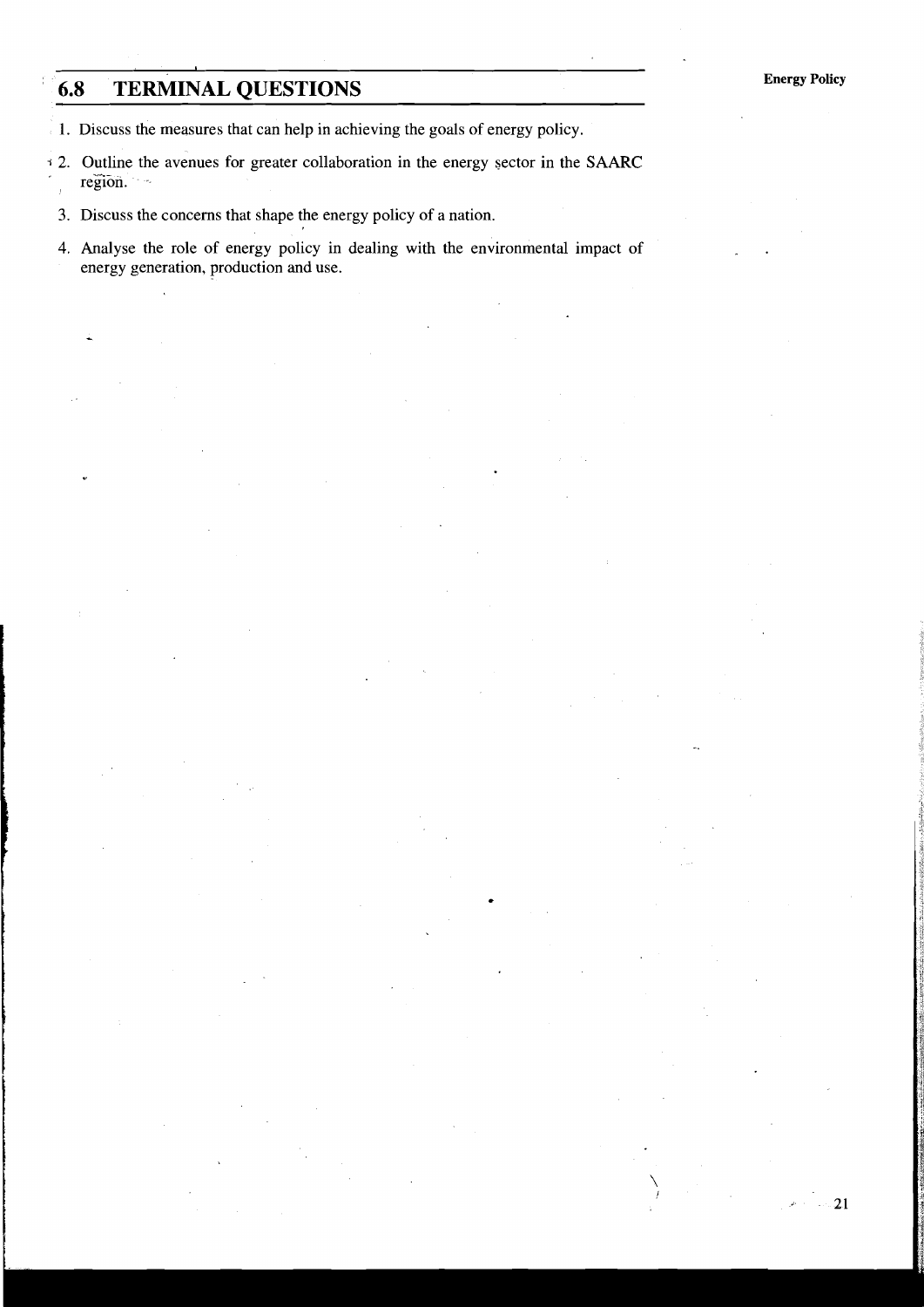## 6.8 TERMINAL QUESTIONS

1. Discuss the measures that can help in achieving the goals of energy policy.
2. Outline the avenues for greater collaboration in the energy sector in the SAARC region.
3. Discuss the concerns that shape the energy policy of a nation.
4. Analyse the role of energy policy in dealing with the environmental impact of energy generation, production and use.